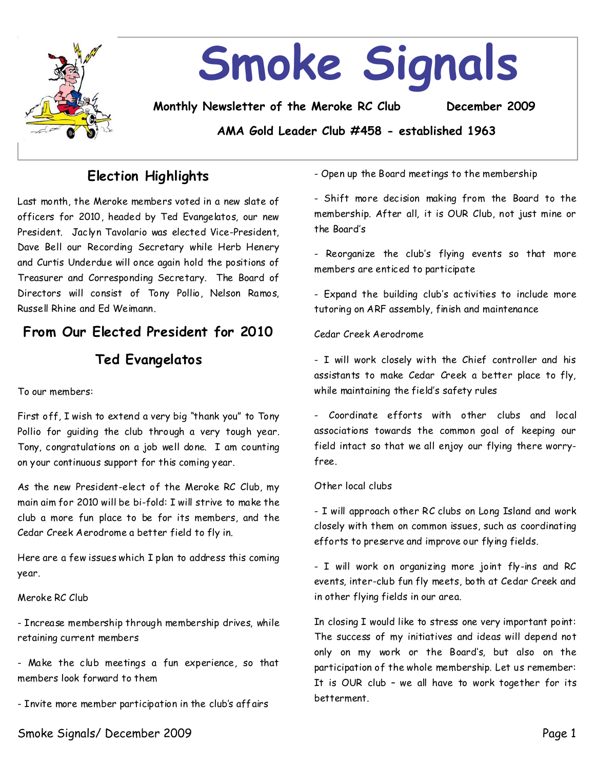# Smoke Signals

**Monthly Newsletter of the Meroke RC Club** **December 2009**

**AMA Gold Leader Club #458 - established 1963**

## Election Highlights

Last month, the Meroke members voted in a new slate of officers for 2010, headed by Ted Evangelatos, our new President. Jaclyn Tavolario was elected Vice-President, Dave Bell our Recording Secretary while Herb Henery and Curtis Underdue will once again hold the positions of Treasurer and Corresponding Secretary. The Board of Directors will consist of Tony Pollio, Nelson Ramos, Russell Rhine and Ed Weimann.

## From Our Elected President for 2010

## Ted Evangelatos

To our members:

First off, I wish to extend a very big "thank you" to Tony Pollio for guiding the club through a very tough year. Tony, congratulations on a job well done. I am counting on your continuous support for this coming year.

As the new President-elect of the Meroke RC Club, my main aim for 2010 will be bi-fold: I will strive to make the club a more fun place to be for its members, and the Cedar Creek Aerodrome a better field to fly in.

Here are a few issues which I plan to address this coming year.

Meroke RC Club

- Increase membership through membership drives, while retaining current members

- Make the club meetings a fun experience, so that members look forward to them

- Invite more member participation in the club's affairs

- Open up the Board meetings to the membership

- Shift more decision making from the Board to the membership. After all, it is OUR Club, not just mine or the Board's

- Reorganize the club's flying events so that more members are enticed to participate

- Expand the building club's activities to include more tutoring on ARF assembly, finish and maintenance

Cedar Creek Aerodrome

- I will work closely with the Chief controller and his assistants to make Cedar Creek a better place to fly, while maintaining the field's safety rules

- Coordinate efforts with other clubs and local associations towards the common goal of keeping our field intact so that we all enjoy our flying there worry-free.

Other local clubs

- I will approach other RC clubs on Long Island and work closely with them on common issues, such as coordinating efforts to preserve and improve our flying fields.

- I will work on organizing more joint fly-ins and RC events, inter-club fun fly meets, both at Cedar Creek and in other flying fields in our area.

In closing I would like to stress one very important point: The success of my initiatives and ideas will depend not only on my work or the Board's, but also on the participation of the whole membership. Let us remember: It is OUR club – we all have to work together for its betterment.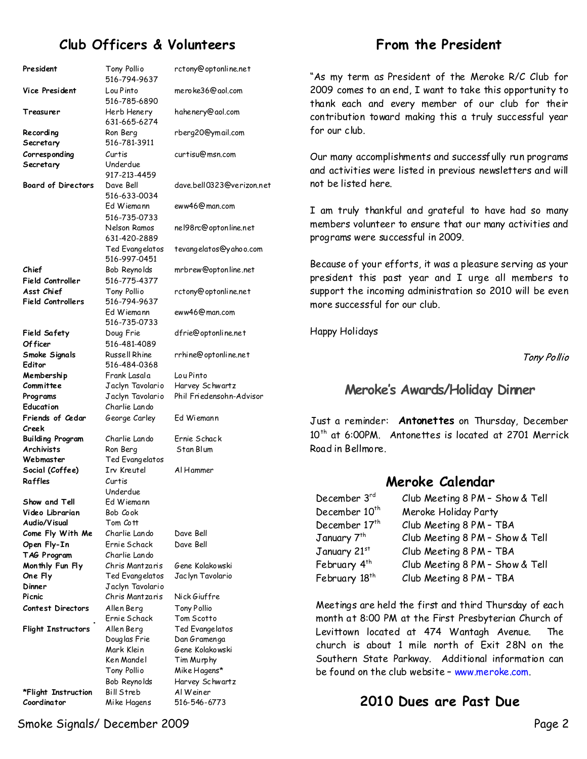## Club Officers & Volunteers

| | | |
|---|---|---|
| **President** | Tony Pollio 516-794-9637 | rctony@optonline.net |
| **Vice President** | Lou Pinto 516-785-6890 | meroke36@aol.com |
| **Treasurer** | Herb Henery 631-665-6274 | hahenery@aol.com |
| **Recording Secretary** | Ron Berg 516-781-3911 | rberg20@ymail.com |
| **Corresponding Secretary** | Curtis Underdue 917-213-4459 | curtisu@msn.com |
| **Board of Directors** | Dave Bell 516-633-0034 | dave.bell0323@verizon.net |
| | Ed Wiemann 516-735-0733 | eww46@man.com |
| | Nelson Ramos 631-420-2889 | nel98rc@optonline.net |
| | Ted Evangelatos 516-997-0451 | tevangelatos@yahoo.com |
| **Chief Field Controller** | Bob Reynolds 516-775-4377 | mrbrew@optonline.net |
| **Asst Chief Field Controllers** | Tony Pollio 516-794-9637 | rctony@optonline.net |
| | Ed Wiemann 516-735-0733 | eww46@man.com |
| **Field Safety Officer** | Doug Frie 516-481-4089 | dfrie@optonline.net |
| **Smoke Signals Editor** | Russell Rhine 516-484-0368 | rrhine@optonline.net |
| **Membership Committee** | Frank Lasala | Lou Pinto |
| | Jaclyn Tavolario | Harvey Schwartz |
| **Programs** | Jaclyn Tavolario | Phil Friedensohn-Advisor |
| **Education** | Charlie Lando | |
| **Friends of Cedar Creek** | George Carley | Ed Wiemann |
| **Building Program** | Charlie Lando | Ernie Schack |
| **Archivists** | Ron Berg | Stan Blum |
| **Webmaster** | Ted Evangelatos | |
| **Social (Coffee)** | Irv Kreutel | Al Hammer |
| **Raffles** | Curtis Underdue | |
| **Show and Tell** | Ed Wiemann | |
| **Video Librarian** | Bob Cook | |
| **Audio/Visual** | Tom Cott | |
| **Come Fly With Me** | Charlie Lando | Dave Bell |
| **Open Fly-In** | Ernie Schack | Dave Bell |
| **TAG Program** | Charlie Lando | |
| **Monthly Fun Fly** | Chris Mantzaris | Gene Kolakowski |
| **One Fly** | Ted Evangelatos | Jaclyn Tavolario |
| **Dinner** | Jaclyn Tavolario | |
| **Picnic** | Chris Mantzaris | Nick Giuffre |
| **Contest Directors** | Allen Berg | Tony Pollio |
| | Ernie Schack | Tom Scotto |
| **Flight Instructors** | Allen Berg | Ted Evangelatos |
| | Douglas Frie | Dan Gramenga |
| | Mark Klein | Gene Kolakowski |
| | Ken Mandel | Tim Murphy |
| | Tony Pollio | Mike Hagens* |
| | Bob Reynolds | Harvey Schwartz |
| | Bill Streb | Al Weiner |
| ***Flight Instruction Coordinator** | Mike Hagens | 516-546-6773 |

## From the President

"As my term as President of the Meroke R/C Club for 2009 comes to an end, I want to take this opportunity to thank each and every member of our club for their contribution toward making this a truly successful year for our club.

Our many accomplishments and successfully run programs and activities were listed in previous newsletters and will not be listed here.

I am truly thankful and grateful to have had so many members volunteer to ensure that our many activities and programs were successful in 2009.

Because of your efforts, it was a pleasure serving as your president this past year and I urge all members to support the incoming administration so 2010 will be even more successful for our club.

Happy Holidays

*Tony Pollio*

## Meroke's Awards/Holiday Dinner

Just a reminder: **Antonettes** on Thursday, December 10th at 6:00PM. Antonettes is located at 2701 Merrick Road in Bellmore.

## Meroke Calendar

| | |
|---|---|
| December 3rd | Club Meeting 8 PM – Show & Tell |
| December 10th | Meroke Holiday Party |
| December 17th | Club Meeting 8 PM – TBA |
| January 7th | Club Meeting 8 PM – Show & Tell |
| January 21st | Club Meeting 8 PM – TBA |
| February 4th | Club Meeting 8 PM – Show & Tell |
| February 18th | Club Meeting 8 PM – TBA |

Meetings are held the first and third Thursday of each month at 8:00 PM at the First Presbyterian Church of Levittown located at 474 Wantagh Avenue. The church is about 1 mile north of Exit 28N on the Southern State Parkway. Additional information can be found on the club website – www.meroke.com.

## 2010 Dues are Past Due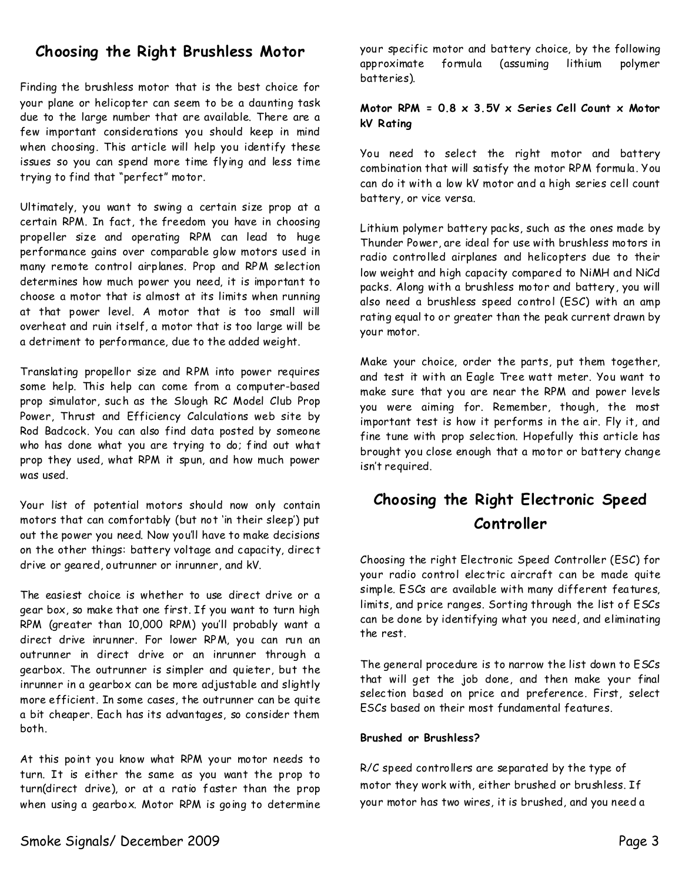## Choosing the Right Brushless Motor

Finding the brushless motor that is the best choice for your plane or helicopter can seem to be a daunting task due to the large number that are available. There are a few important considerations you should keep in mind when choosing. This article will help you identify these issues so you can spend more time flying and less time trying to find that "perfect" motor.

Ultimately, you want to swing a certain size prop at a certain RPM. In fact, the freedom you have in choosing propeller size and operating RPM can lead to huge performance gains over comparable glow motors used in many remote control airplanes. Prop and RPM selection determines how much power you need, it is important to choose a motor that is almost at its limits when running at that power level. A motor that is too small will overheat and ruin itself, a motor that is too large will be a detriment to performance, due to the added weight.

Translating propellor size and RPM into power requires some help. This help can come from a computer-based prop simulator, such as the Slough RC Model Club Prop Power, Thrust and Efficiency Calculations web site by Rod Badcock. You can also find data posted by someone who has done what you are trying to do; find out what prop they used, what RPM it spun, and how much power was used.

Your list of potential motors should now only contain motors that can comfortably (but not 'in their sleep') put out the power you need. Now you'll have to make decisions on the other things: battery voltage and capacity, direct drive or geared, outrunner or inrunner, and kV.

The easiest choice is whether to use direct drive or a gear box, so make that one first. If you want to turn high RPM (greater than 10,000 RPM) you'll probably want a direct drive inrunner. For lower RPM, you can run an outrunner in direct drive or an inrunner through a gearbox. The outrunner is simpler and quieter, but the inrunner in a gearbox can be more adjustable and slightly more efficient. In some cases, the outrunner can be quite a bit cheaper. Each has its advantages, so consider them both.

At this point you know what RPM your motor needs to turn. It is either the same as you want the prop to turn(direct drive), or at a ratio faster than the prop when using a gearbox. Motor RPM is going to determine your specific motor and battery choice, by the following approximate formula (assuming lithium polymer batteries).

**Motor RPM = 0.8 x 3.5V x Series Cell Count x Motor kV Rating**

You need to select the right motor and battery combination that will satisfy the motor RPM formula. You can do it with a low kV motor and a high series cell count battery, or vice versa.

Lithium polymer battery packs, such as the ones made by Thunder Power, are ideal for use with brushless motors in radio controlled airplanes and helicopters due to their low weight and high capacity compared to NiMH and NiCd packs. Along with a brushless motor and battery, you will also need a brushless speed control (ESC) with an amp rating equal to or greater than the peak current drawn by your motor.

Make your choice, order the parts, put them together, and test it with an Eagle Tree watt meter. You want to make sure that you are near the RPM and power levels you were aiming for. Remember, though, the most important test is how it performs in the air. Fly it, and fine tune with prop selection. Hopefully this article has brought you close enough that a motor or battery change isn't required.

## Choosing the Right Electronic Speed Controller

Choosing the right Electronic Speed Controller (ESC) for your radio control electric aircraft can be made quite simple. ESCs are available with many different features, limits, and price ranges. Sorting through the list of ESCs can be done by identifying what you need, and eliminating the rest.

The general procedure is to narrow the list down to ESCs that will get the job done, and then make your final selection based on price and preference. First, select ESCs based on their most fundamental features.

**Brushed or Brushless?**

R/C speed controllers are separated by the type of motor they work with, either brushed or brushless. If your motor has two wires, it is brushed, and you need a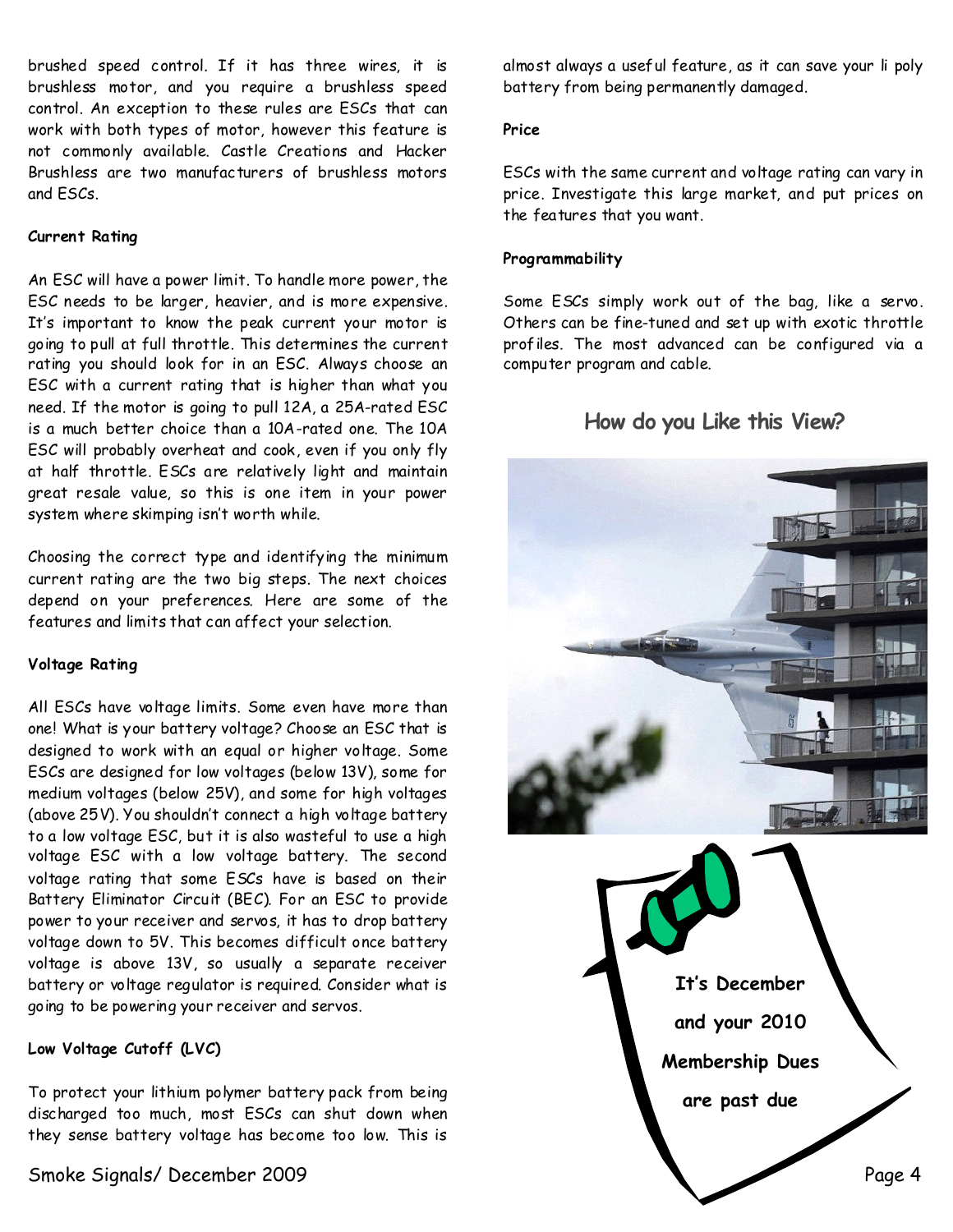brushed speed control. If it has three wires, it is brushless motor, and you require a brushless speed control. An exception to these rules are ESCs that can work with both types of motor, however this feature is not commonly available. Castle Creations and Hacker Brushless are two manufacturers of brushless motors and ESCs.

**Current Rating**

An ESC will have a power limit. To handle more power, the ESC needs to be larger, heavier, and is more expensive. It's important to know the peak current your motor is going to pull at full throttle. This determines the current rating you should look for in an ESC. Always choose an ESC with a current rating that is higher than what you need. If the motor is going to pull 12A, a 25A-rated ESC is a much better choice than a 10A-rated one. The 10A ESC will probably overheat and cook, even if you only fly at half throttle. ESCs are relatively light and maintain great resale value, so this is one item in your power system where skimping isn't worth while.

Choosing the correct type and identifying the minimum current rating are the two big steps. The next choices depend on your preferences. Here are some of the features and limits that can affect your selection.

**Voltage Rating**

All ESCs have voltage limits. Some even have more than one! What is your battery voltage? Choose an ESC that is designed to work with an equal or higher voltage. Some ESCs are designed for low voltages (below 13V), some for medium voltages (below 25V), and some for high voltages (above 25V). You shouldn't connect a high voltage battery to a low voltage ESC, but it is also wasteful to use a high voltage ESC with a low voltage battery. The second voltage rating that some ESCs have is based on their Battery Eliminator Circuit (BEC). For an ESC to provide power to your receiver and servos, it has to drop battery voltage down to 5V. This becomes difficult once battery voltage is above 13V, so usually a separate receiver battery or voltage regulator is required. Consider what is going to be powering your receiver and servos.

**Low Voltage Cutoff (LVC)**

To protect your lithium polymer battery pack from being discharged too much, most ESCs can shut down when they sense battery voltage has become too low. This is almost always a useful feature, as it can save your li poly battery from being permanently damaged.

**Price**

ESCs with the same current and voltage rating can vary in price. Investigate this large market, and put prices on the features that you want.

**Programmability**

Some ESCs simply work out of the bag, like a servo. Others can be fine-tuned and set up with exotic throttle profiles. The most advanced can be configured via a computer program and cable.

## How do you Like this View?

**It's December and your 2010 Membership Dues are past due**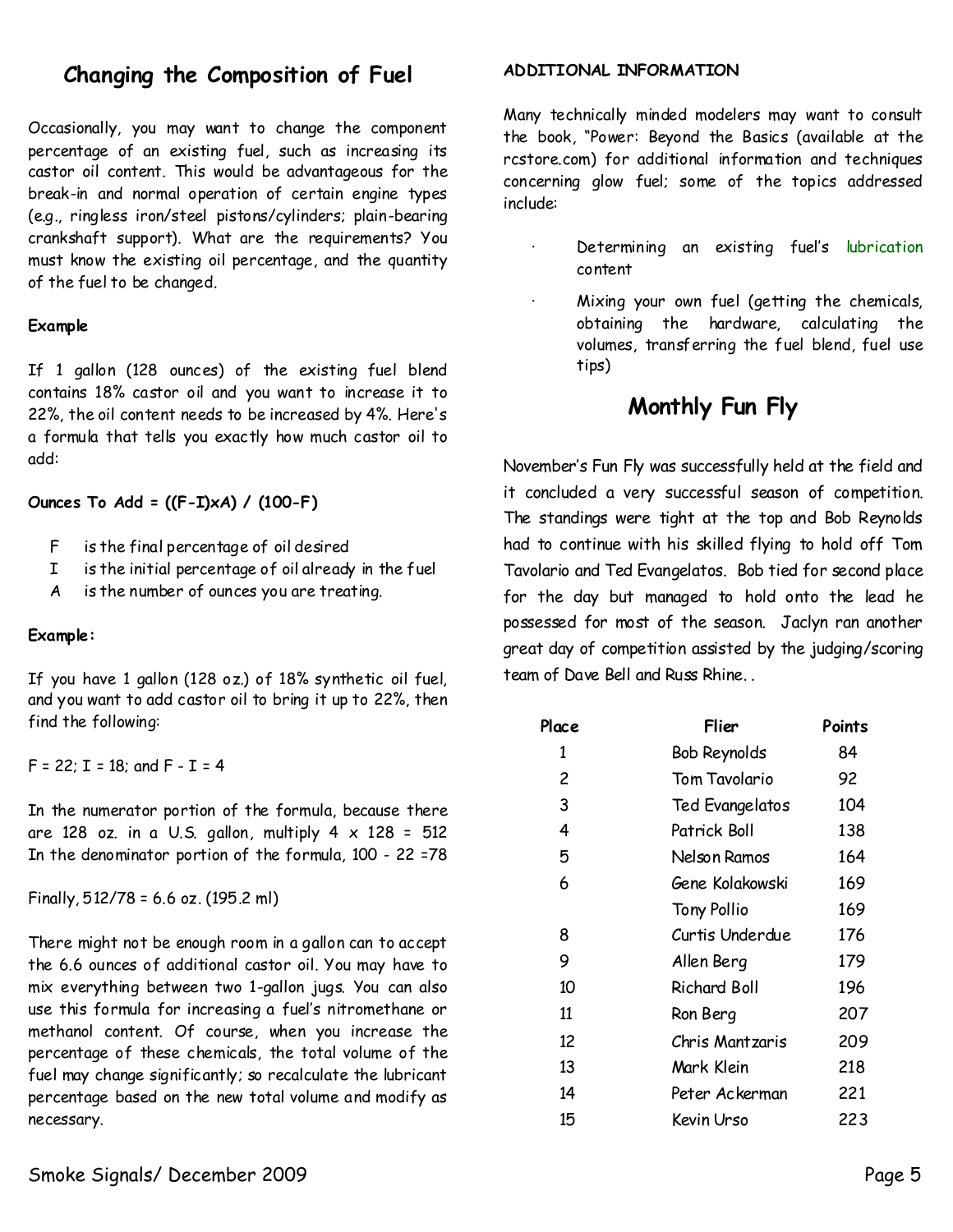## Changing the Composition of Fuel

Occasionally, you may want to change the component percentage of an existing fuel, such as increasing its castor oil content. This would be advantageous for the break-in and normal operation of certain engine types (e.g., ringless iron/steel pistons/cylinders; plain-bearing crankshaft support). What are the requirements? You must know the existing oil percentage, and the quantity of the fuel to be changed.

**Example**

If 1 gallon (128 ounces) of the existing fuel blend contains 18% castor oil and you want to increase it to 22%, the oil content needs to be increased by 4%. Here's a formula that tells you exactly how much castor oil to add:

**Ounces To Add = ((F-I)xA) / (100-F)**

- F is the final percentage of oil desired
- I is the initial percentage of oil already in the fuel
- A is the number of ounces you are treating.

**Example:**

If you have 1 gallon (128 oz.) of 18% synthetic oil fuel, and you want to add castor oil to bring it up to 22%, then find the following:

F = 22; I = 18; and F - I = 4

In the numerator portion of the formula, because there are 128 oz. in a U.S. gallon, multiply 4 x 128 = 512
In the denominator portion of the formula, 100 - 22 =78

Finally, 512/78 = 6.6 oz. (195.2 ml)

There might not be enough room in a gallon can to accept the 6.6 ounces of additional castor oil. You may have to mix everything between two 1-gallon jugs. You can also use this formula for increasing a fuel's nitromethane or methanol content. Of course, when you increase the percentage of these chemicals, the total volume of the fuel may change significantly; so recalculate the lubricant percentage based on the new total volume and modify as necessary.

**ADDITIONAL INFORMATION**

Many technically minded modelers may want to consult the book, "Power: Beyond the Basics (available at the rcstore.com) for additional information and techniques concerning glow fuel; some of the topics addressed include:

- Determining an existing fuel's lubrication content
- Mixing your own fuel (getting the chemicals, obtaining the hardware, calculating the volumes, transferring the fuel blend, fuel use tips)

## Monthly Fun Fly

November's Fun Fly was successfully held at the field and it concluded a very successful season of competition. The standings were tight at the top and Bob Reynolds had to continue with his skilled flying to hold off Tom Tavolario and Ted Evangelatos. Bob tied for second place for the day but managed to hold onto the lead he possessed for most of the season. Jaclyn ran another great day of competition assisted by the judging/scoring team of Dave Bell and Russ Rhine..

| Place | Flier | Points |
|---|---|---|
| 1 | Bob Reynolds | 84 |
| 2 | Tom Tavolario | 92 |
| 3 | Ted Evangelatos | 104 |
| 4 | Patrick Boll | 138 |
| 5 | Nelson Ramos | 164 |
| 6 | Gene Kolakowski | 169 |
| | Tony Pollio | 169 |
| 8 | Curtis Underdue | 176 |
| 9 | Allen Berg | 179 |
| 10 | Richard Boll | 196 |
| 11 | Ron Berg | 207 |
| 12 | Chris Mantzaris | 209 |
| 13 | Mark Klein | 218 |
| 14 | Peter Ackerman | 221 |
| 15 | Kevin Urso | 223 |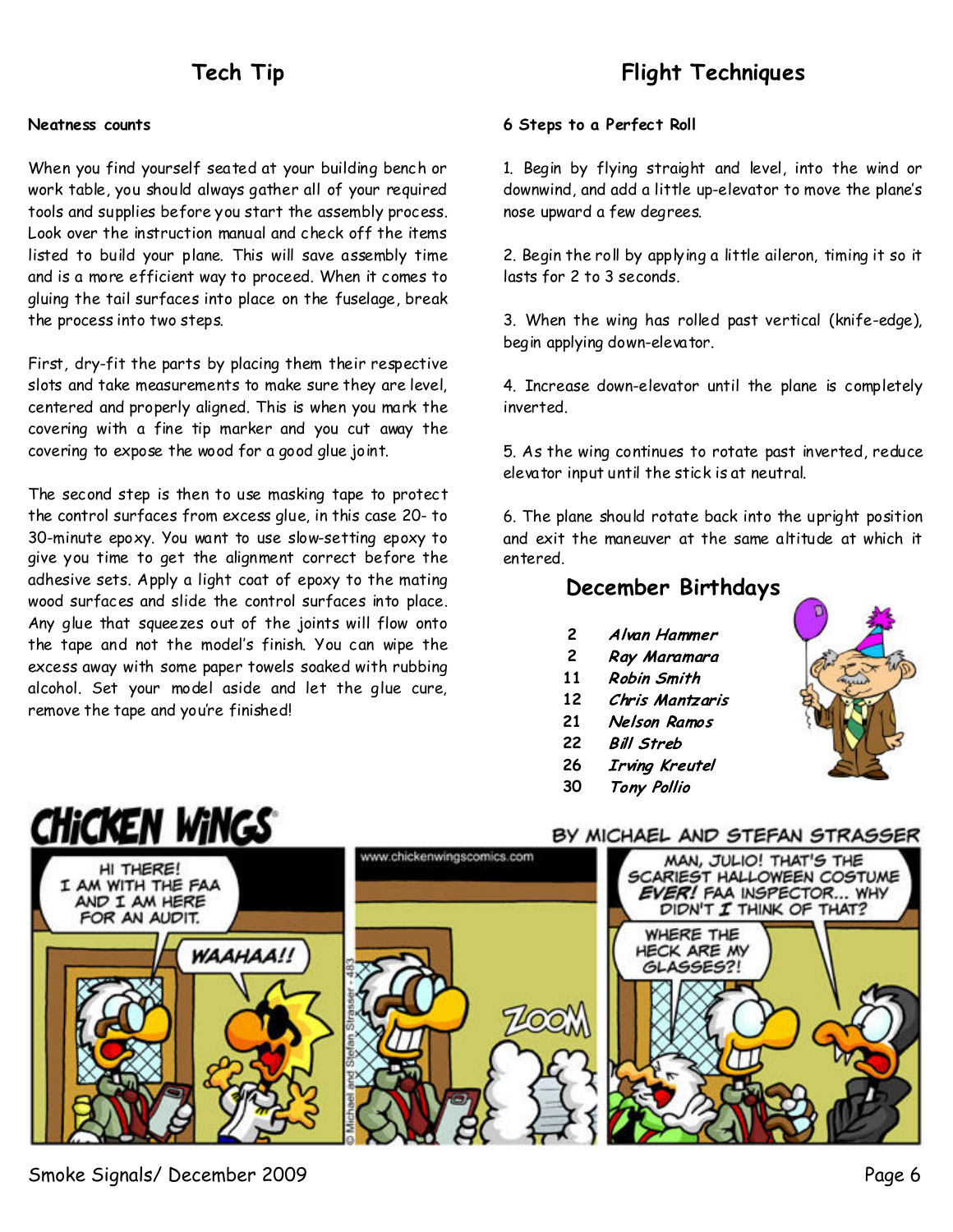## Tech Tip

**Neatness counts**

When you find yourself seated at your building bench or work table, you should always gather all of your required tools and supplies before you start the assembly process. Look over the instruction manual and check off the items listed to build your plane. This will save assembly time and is a more efficient way to proceed. When it comes to gluing the tail surfaces into place on the fuselage, break the process into two steps.

First, dry-fit the parts by placing them their respective slots and take measurements to make sure they are level, centered and properly aligned. This is when you mark the covering with a fine tip marker and you cut away the covering to expose the wood for a good glue joint.

The second step is then to use masking tape to protect the control surfaces from excess glue, in this case 20- to 30-minute epoxy. You want to use slow-setting epoxy to give you time to get the alignment correct before the adhesive sets. Apply a light coat of epoxy to the mating wood surfaces and slide the control surfaces into place. Any glue that squeezes out of the joints will flow onto the tape and not the model's finish. You can wipe the excess away with some paper towels soaked with rubbing alcohol. Set your model aside and let the glue cure, remove the tape and you're finished!

## Flight Techniques

**6 Steps to a Perfect Roll**

1. Begin by flying straight and level, into the wind or downwind, and add a little up-elevator to move the plane's nose upward a few degrees.

2. Begin the roll by applying a little aileron, timing it so it lasts for 2 to 3 seconds.

3. When the wing has rolled past vertical (knife-edge), begin applying down-elevator.

4. Increase down-elevator until the plane is completely inverted.

5. As the wing continues to rotate past inverted, reduce elevator input until the stick is at neutral.

6. The plane should rotate back into the upright position and exit the maneuver at the same altitude at which it entered.

## December Birthdays

| | |
|---|---|
| 2 | *Alvan Hammer* |
| 2 | *Ray Maramara* |
| 11 | *Robin Smith* |
| 12 | *Chris Mantzaris* |
| 21 | *Nelson Ramos* |
| 22 | *Bill Streb* |
| 26 | *Irving Kreutel* |
| 30 | *Tony Pollio* |